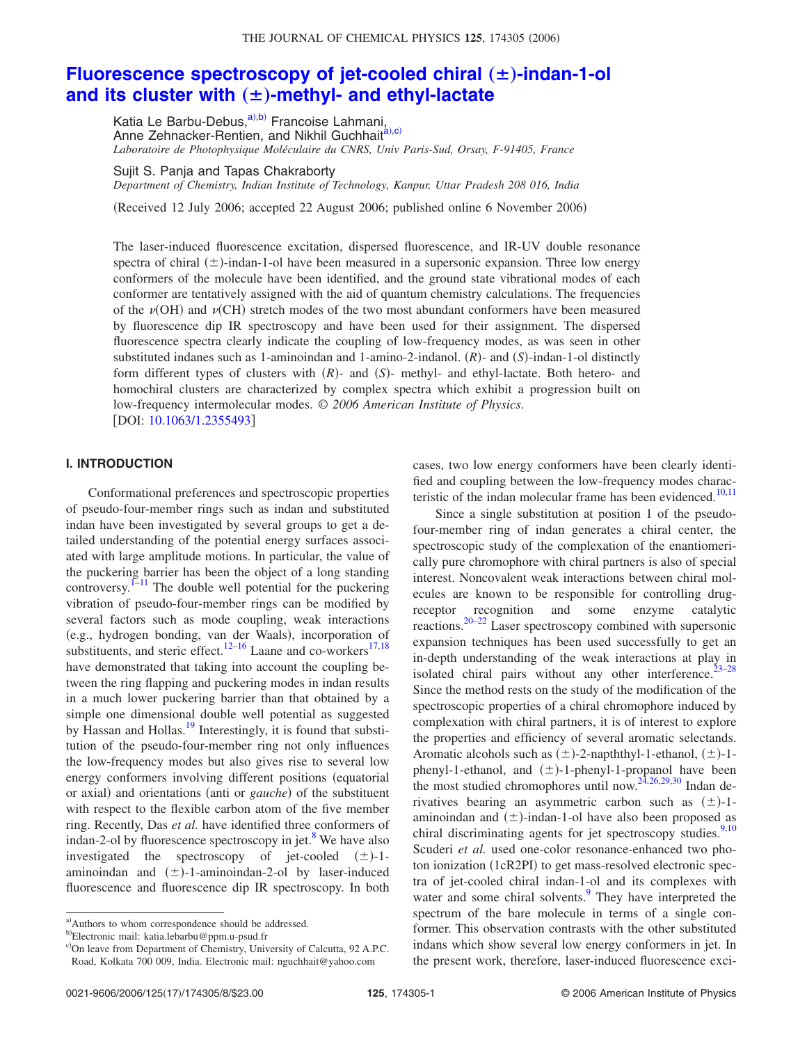# Fluorescence spectroscopy of jet-cooled chiral (±)-indan-1-ol and its cluster with (±)-methyl- and ethyl-lactate

Katia Le Barbu-Debus,[a),b)] Francoise Lahmani, Anne Zehnacker-Rentien, and Nikhil Guchhait[a),c)]

*Laboratoire de Photophysique Moléculaire du CNRS, Univ Paris-Sud, Orsay, F-91405, France*

Sujit S. Panja and Tapas Chakraborty

*Department of Chemistry, Indian Institute of Technology, Kanpur, Uttar Pradesh 208 016, India*

(Received 12 July 2006; accepted 22 August 2006; published online 6 November 2006)

The laser-induced fluorescence excitation, dispersed fluorescence, and IR-UV double resonance spectra of chiral (±)-indan-1-ol have been measured in a supersonic expansion. Three low energy conformers of the molecule have been identified, and the ground state vibrational modes of each conformer are tentatively assigned with the aid of quantum chemistry calculations. The frequencies of the $\nu$(OH) and $\nu$(CH) stretch modes of the two most abundant conformers have been measured by fluorescence dip IR spectroscopy and have been used for their assignment. The dispersed fluorescence spectra clearly indicate the coupling of low-frequency modes, as was seen in other substituted indanes such as 1-aminoindan and 1-amino-2-indanol. (*R*)- and (*S*)-indan-1-ol distinctly form different types of clusters with (*R*)- and (*S*)- methyl- and ethyl-lactate. Both hetero- and homochiral clusters are characterized by complex spectra which exhibit a progression built on low-frequency intermolecular modes. *© 2006 American Institute of Physics.* [DOI: 10.1063/1.2355493]

## I. INTRODUCTION

Conformational preferences and spectroscopic properties of pseudo-four-member rings such as indan and substituted indan have been investigated by several groups to get a detailed understanding of the potential energy surfaces associated with large amplitude motions. In particular, the value of the puckering barrier has been the object of a long standing controversy.[1–11] The double well potential for the puckering vibration of pseudo-four-member rings can be modified by several factors such as mode coupling, weak interactions (e.g., hydrogen bonding, van der Waals), incorporation of substituents, and steric effect.[12–16] Laane and co-workers[17,18] have demonstrated that taking into account the coupling between the ring flapping and puckering modes in indan results in a much lower puckering barrier than that obtained by a simple one dimensional double well potential as suggested by Hassan and Hollas.[19] Interestingly, it is found that substitution of the pseudo-four-member ring not only influences the low-frequency modes but also gives rise to several low energy conformers involving different positions (equatorial or axial) and orientations (anti or *gauche*) of the substituent with respect to the flexible carbon atom of the five member ring. Recently, Das *et al.* have identified three conformers of indan-2-ol by fluorescence spectroscopy in jet.[8] We have also investigated the spectroscopy of jet-cooled (±)-1-aminoindan and (±)-1-aminoindan-2-ol by laser-induced fluorescence and fluorescence dip IR spectroscopy. In both cases, two low energy conformers have been clearly identified and coupling between the low-frequency modes characteristic of the indan molecular frame has been evidenced.[10,11]

Since a single substitution at position 1 of the pseudo-four-member ring of indan generates a chiral center, the spectroscopic study of the complexation of the enantiomerically pure chromophore with chiral partners is also of special interest. Noncovalent weak interactions between chiral molecules are known to be responsible for controlling drug-receptor recognition and some enzyme catalytic reactions.[20–22] Laser spectroscopy combined with supersonic expansion techniques has been used successfully to get an in-depth understanding of the weak interactions at play in isolated chiral pairs without any other interference.[23–28] Since the method rests on the study of the modification of the spectroscopic properties of a chiral chromophore induced by complexation with chiral partners, it is of interest to explore the properties and efficiency of several aromatic selectands. Aromatic alcohols such as (±)-2-napththyl-1-ethanol, (±)-1-phenyl-1-ethanol, and (±)-1-phenyl-1-propanol have been the most studied chromophores until now.[24,26,29,30] Indan derivatives bearing an asymmetric carbon such as (±)-1-aminoindan and (±)-indan-1-ol have also been proposed as chiral discriminating agents for jet spectroscopy studies.[9,10] Scuderi *et al.* used one-color resonance-enhanced two photon ionization (1cR2PI) to get mass-resolved electronic spectra of jet-cooled chiral indan-1-ol and its complexes with water and some chiral solvents.[9] They have interpreted the spectrum of the bare molecule in terms of a single conformer. This observation contrasts with the other substituted indans which show several low energy conformers in jet. In the present work, therefore, laser-induced fluorescence exci-

a)Authors to whom correspondence should be addressed.

b)Electronic mail: katia.lebarbu@ppm.u-psud.fr

c)On leave from Department of Chemistry, University of Calcutta, 92 A.P.C. Road, Kolkata 700 009, India. Electronic mail: nguchhait@yahoo.com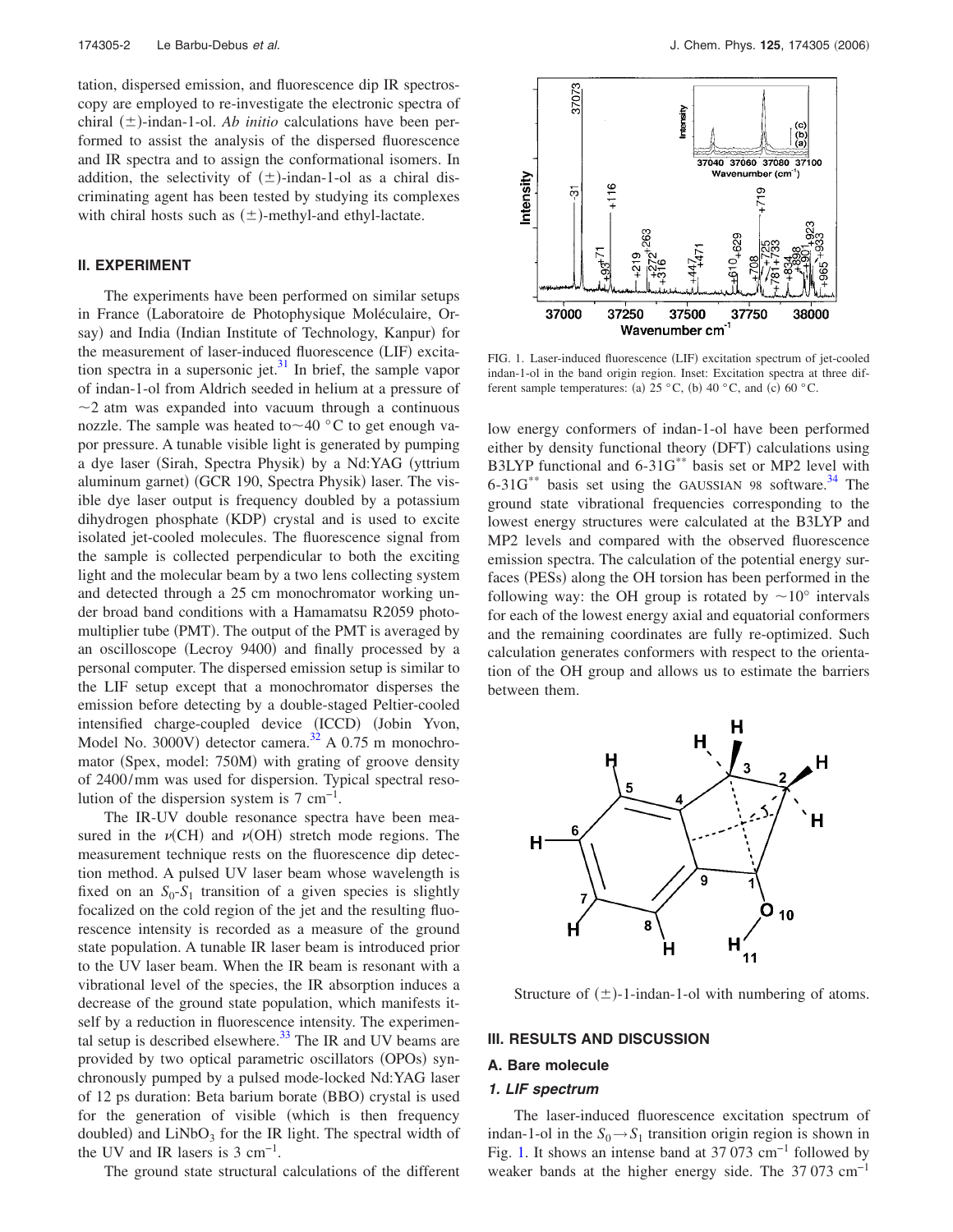tation, dispersed emission, and fluorescence dip IR spectroscopy are employed to re-investigate the electronic spectra of chiral (±)-indan-1-ol. *Ab initio* calculations have been performed to assist the analysis of the dispersed fluorescence and IR spectra and to assign the conformational isomers. In addition, the selectivity of (±)-indan-1-ol as a chiral discriminating agent has been tested by studying its complexes with chiral hosts such as (±)-methyl-and ethyl-lactate.

## II. EXPERIMENT

The experiments have been performed on similar setups in France (Laboratoire de Photophysique Moléculaire, Orsay) and India (Indian Institute of Technology, Kanpur) for the measurement of laser-induced fluorescence (LIF) excitation spectra in a supersonic jet.[31] In brief, the sample vapor of indan-1-ol from Aldrich seeded in helium at a pressure of ~2 atm was expanded into vacuum through a continuous nozzle. The sample was heated to ~40 °C to get enough vapor pressure. A tunable visible light is generated by pumping a dye laser (Sirah, Spectra Physik) by a Nd:YAG (yttrium aluminum garnet) (GCR 190, Spectra Physik) laser. The visible dye laser output is frequency doubled by a potassium dihydrogen phosphate (KDP) crystal and is used to excite isolated jet-cooled molecules. The fluorescence signal from the sample is collected perpendicular to both the exciting light and the molecular beam by a two lens collecting system and detected through a 25 cm monochromator working under broad band conditions with a Hamamatsu R2059 photomultiplier tube (PMT). The output of the PMT is averaged by an oscilloscope (Lecroy 9400) and finally processed by a personal computer. The dispersed emission setup is similar to the LIF setup except that a monochromator disperses the emission before detecting by a double-staged Peltier-cooled intensified charge-coupled device (ICCD) (Jobin Yvon, Model No. 3000V) detector camera.[32] A 0.75 m monochromator (Spex, model: 750M) with grating of groove density of 2400/mm was used for dispersion. Typical spectral resolution of the dispersion system is 7 cm$^{-1}$.

The IR-UV double resonance spectra have been measured in the $\nu$(CH) and $\nu$(OH) stretch mode regions. The measurement technique rests on the fluorescence dip detection method. A pulsed UV laser beam whose wavelength is fixed on an $S_0$-$S_1$ transition of a given species is slightly focalized on the cold region of the jet and the resulting fluorescence intensity is recorded as a measure of the ground state population. A tunable IR laser beam is introduced prior to the UV laser beam. When the IR beam is resonant with a vibrational level of the species, the IR absorption induces a decrease of the ground state population, which manifests itself by a reduction in fluorescence intensity. The experimental setup is described elsewhere.[33] The IR and UV beams are provided by two optical parametric oscillators (OPOs) synchronously pumped by a pulsed mode-locked Nd:YAG laser of 12 ps duration: Beta barium borate (BBO) crystal is used for the generation of visible (which is then frequency doubled) and $LiNbO_3$ for the IR light. The spectral width of the UV and IR lasers is 3 cm$^{-1}$.

The ground state structural calculations of the different low energy conformers of indan-1-ol have been performed either by density functional theory (DFT) calculations using B3LYP functional and 6-31G$^{**}$ basis set or MP2 level with 6-31G$^{**}$ basis set using the GAUSSIAN 98 software.[34] The ground state vibrational frequencies corresponding to the lowest energy structures were calculated at the B3LYP and MP2 levels and compared with the observed fluorescence emission spectra. The calculation of the potential energy surfaces (PESs) along the OH torsion has been performed in the following way: the OH group is rotated by ~10° intervals for each of the lowest energy axial and equatorial conformers and the remaining coordinates are fully re-optimized. Such calculation generates conformers with respect to the orientation of the OH group and allows us to estimate the barriers between them.

FIG. 1. Laser-induced fluorescence (LIF) excitation spectrum of jet-cooled indan-1-ol in the band origin region. Inset: Excitation spectra at three different sample temperatures: (a) 25 °C, (b) 40 °C, and (c) 60 °C.

Structure of (±)-1-indan-1-ol with numbering of atoms.

## III. RESULTS AND DISCUSSION

### A. Bare molecule

#### *1. LIF spectrum*

The laser-induced fluorescence excitation spectrum of indan-1-ol in the $S_0 \rightarrow S_1$ transition origin region is shown in Fig. 1. It shows an intense band at 37 073 cm$^{-1}$ followed by weaker bands at the higher energy side. The 37 073 cm$^{-1}$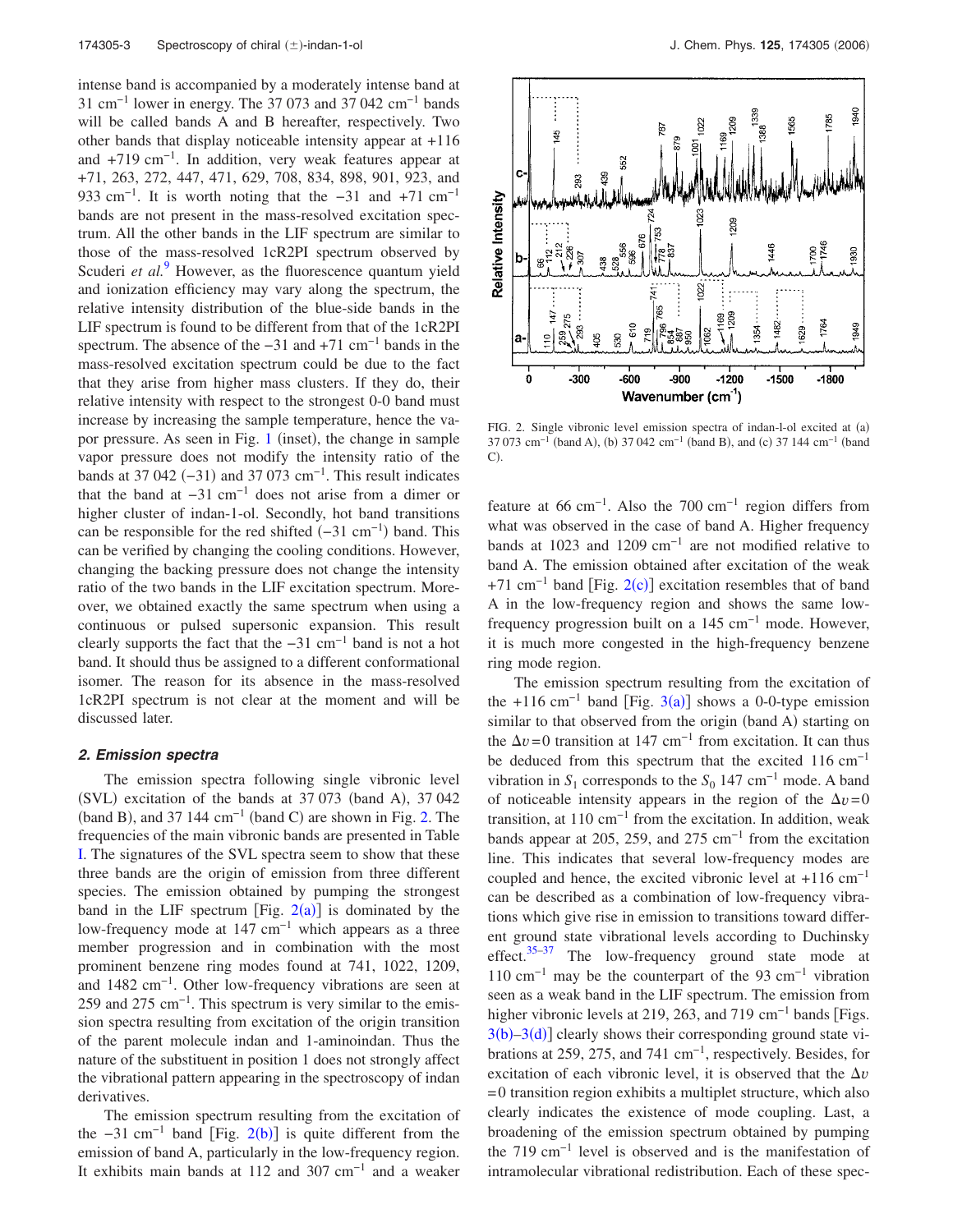intense band is accompanied by a moderately intense band at 31 cm$^{-1}$ lower in energy. The 37 073 and 37 042 cm$^{-1}$ bands will be called bands A and B hereafter, respectively. Two other bands that display noticeable intensity appear at +116 and +719 cm$^{-1}$. In addition, very weak features appear at +71, 263, 272, 447, 471, 629, 708, 834, 898, 901, 923, and 933 cm$^{-1}$. It is worth noting that the −31 and +71 cm$^{-1}$ bands are not present in the mass-resolved excitation spectrum. All the other bands in the LIF spectrum are similar to those of the mass-resolved 1cR2PI spectrum observed by Scuderi *et al.*[9] However, as the fluorescence quantum yield and ionization efficiency may vary along the spectrum, the relative intensity distribution of the blue-side bands in the LIF spectrum is found to be different from that of the 1cR2PI spectrum. The absence of the −31 and +71 cm$^{-1}$ bands in the mass-resolved excitation spectrum could be due to the fact that they arise from higher mass clusters. If they do, their relative intensity with respect to the strongest 0-0 band must increase by increasing the sample temperature, hence the vapor pressure. As seen in Fig. 1 (inset), the change in sample vapor pressure does not modify the intensity ratio of the bands at 37 042 (−31) and 37 073 cm$^{-1}$. This result indicates that the band at −31 cm$^{-1}$ does not arise from a dimer or higher cluster of indan-1-ol. Secondly, hot band transitions can be responsible for the red shifted (−31 cm$^{-1}$) band. This can be verified by changing the cooling conditions. However, changing the backing pressure does not change the intensity ratio of the two bands in the LIF excitation spectrum. Moreover, we obtained exactly the same spectrum when using a continuous or pulsed supersonic expansion. This result clearly supports the fact that the −31 cm$^{-1}$ band is not a hot band. It should thus be assigned to a different conformational isomer. The reason for its absence in the mass-resolved 1cR2PI spectrum is not clear at the moment and will be discussed later.

### 2. Emission spectra

The emission spectra following single vibronic level (SVL) excitation of the bands at 37 073 (band A), 37 042 (band B), and 37 144 cm$^{-1}$ (band C) are shown in Fig. 2. The frequencies of the main vibronic bands are presented in Table I. The signatures of the SVL spectra seem to show that these three bands are the origin of emission from three different species. The emission obtained by pumping the strongest band in the LIF spectrum [Fig. 2(a)] is dominated by the low-frequency mode at 147 cm$^{-1}$ which appears as a three member progression and in combination with the most prominent benzene ring modes found at 741, 1022, 1209, and 1482 cm$^{-1}$. Other low-frequency vibrations are seen at 259 and 275 cm$^{-1}$. This spectrum is very similar to the emission spectra resulting from excitation of the origin transition of the parent molecule indan and 1-aminoindan. Thus the nature of the substituent in position 1 does not strongly affect the vibrational pattern appearing in the spectroscopy of indan derivatives.

The emission spectrum resulting from the excitation of the −31 cm$^{-1}$ band [Fig. 2(b)] is quite different from the emission of band A, particularly in the low-frequency region. It exhibits main bands at 112 and 307 cm$^{-1}$ and a weaker feature at 66 cm$^{-1}$. Also the 700 cm$^{-1}$ region differs from what was observed in the case of band A. Higher frequency bands at 1023 and 1209 cm$^{-1}$ are not modified relative to band A. The emission obtained after excitation of the weak +71 cm$^{-1}$ band [Fig. 2(c)] excitation resembles that of band A in the low-frequency region and shows the same low-frequency progression built on a 145 cm$^{-1}$ mode. However, it is much more congested in the high-frequency benzene ring mode region.

FIG. 2. Single vibronic level emission spectra of indan-l-ol excited at (a) 37 073 cm$^{-1}$ (band A), (b) 37 042 cm$^{-1}$ (band B), and (c) 37 144 cm$^{-1}$ (band C).

The emission spectrum resulting from the excitation of the +116 cm$^{-1}$ band [Fig. 3(a)] shows a 0-0-type emission similar to that observed from the origin (band A) starting on the $\Delta v=0$ transition at 147 cm$^{-1}$ from excitation. It can thus be deduced from this spectrum that the excited 116 cm$^{-1}$ vibration in $S_1$ corresponds to the $S_0$ 147 cm$^{-1}$ mode. A band of noticeable intensity appears in the region of the $\Delta v=0$ transition, at 110 cm$^{-1}$ from the excitation. In addition, weak bands appear at 205, 259, and 275 cm$^{-1}$ from the excitation line. This indicates that several low-frequency modes are coupled and hence, the excited vibronic level at +116 cm$^{-1}$ can be described as a combination of low-frequency vibrations which give rise in emission to transitions toward different ground state vibrational levels according to Duchinsky effect.[35–37] The low-frequency ground state mode at 110 cm$^{-1}$ may be the counterpart of the 93 cm$^{-1}$ vibration seen as a weak band in the LIF spectrum. The emission from higher vibronic levels at 219, 263, and 719 cm$^{-1}$ bands [Figs. 3(b)–3(d)] clearly shows their corresponding ground state vibrations at 259, 275, and 741 cm$^{-1}$, respectively. Besides, for excitation of each vibronic level, it is observed that the $\Delta v=0$ transition region exhibits a multiplet structure, which also clearly indicates the existence of mode coupling. Last, a broadening of the emission spectrum obtained by pumping the 719 cm$^{-1}$ level is observed and is the manifestation of intramolecular vibrational redistribution. Each of these spec-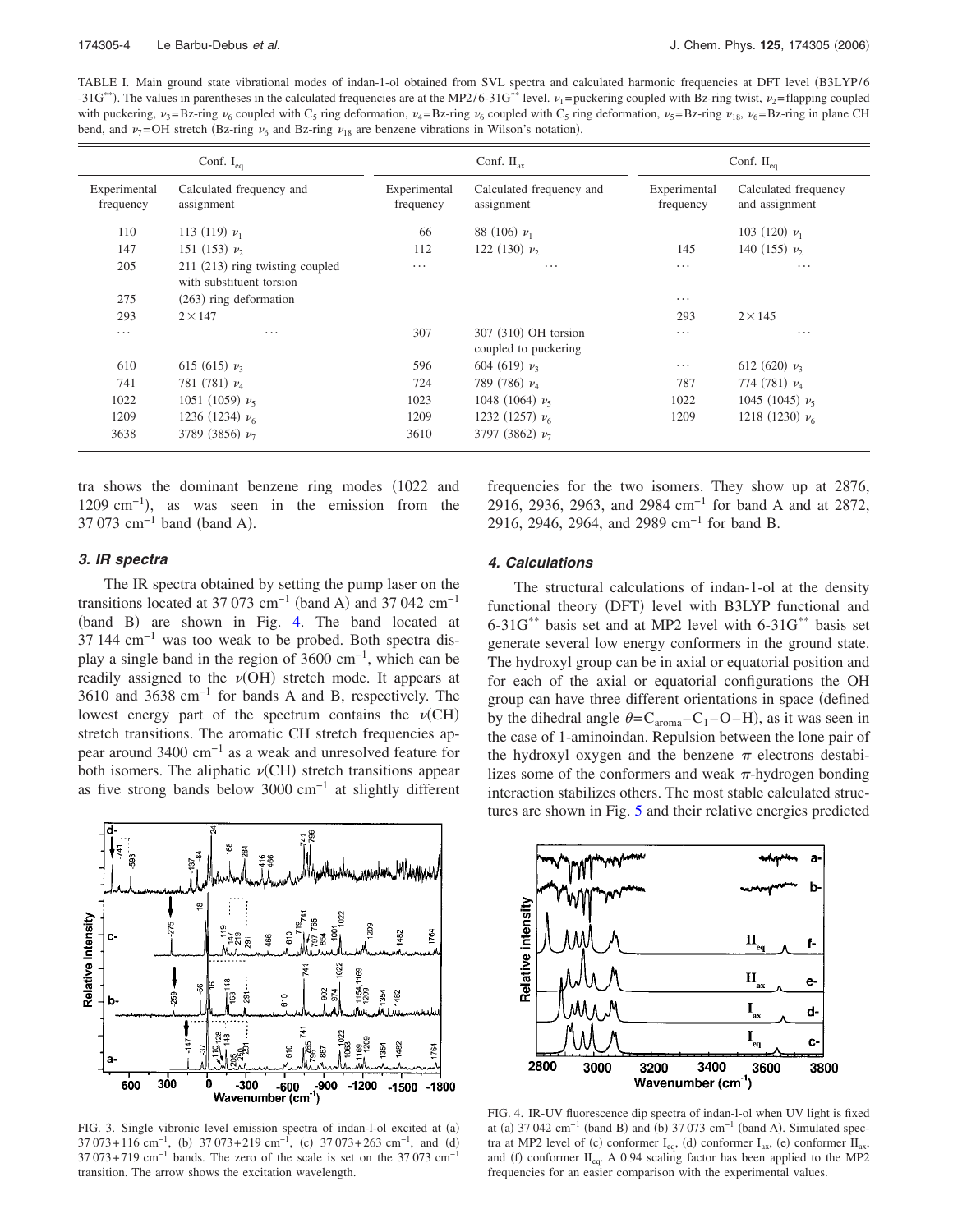TABLE I. Main ground state vibrational modes of indan-1-ol obtained from SVL spectra and calculated harmonic frequencies at DFT level (B3LYP/6-31G**). The values in parentheses in the calculated frequencies are at the MP2/6-31G** level. $\nu_1$=puckering coupled with Bz-ring twist, $\nu_2$=flapping coupled with puckering, $\nu_3$=Bz-ring $\nu_6$ coupled with $C_5$ ring deformation, $\nu_4$=Bz-ring $\nu_6$ coupled with $C_5$ ring deformation, $\nu_5$=Bz-ring $\nu_{18}$, $\nu_6$=Bz-ring in plane CH bend, and $\nu_7$=OH stretch (Bz-ring $\nu_6$ and Bz-ring $\nu_{18}$ are benzene vibrations in Wilson's notation).

| Conf. $I_{eq}$ | | Conf. $II_{ax}$ | | Conf. $II_{eq}$ | |
|---|---|---|---|---|---|
| Experimental frequency | Calculated frequency and assignment | Experimental frequency | Calculated frequency and assignment | Experimental frequency | Calculated frequency and assignment |
| 110 | 113 (119) $\nu_1$ | 66 | 88 (106) $\nu_1$ | | 103 (120) $\nu_1$ |
| 147 | 151 (153) $\nu_2$ | 112 | 122 (130) $\nu_2$ | 145 | 140 (155) $\nu_2$ |
| 205 | 211 (213) ring twisting coupled with substituent torsion | ⋯ | ⋯ | ⋯ | ⋯ |
| 275 | (263) ring deformation | | | ⋯ | |
| 293 | 2×147 | | | 293 | 2×145 |
| ⋯ | ⋯ | 307 | 307 (310) OH torsion coupled to puckering | ⋯ | ⋯ |
| 610 | 615 (615) $\nu_3$ | 596 | 604 (619) $\nu_3$ | ⋯ | 612 (620) $\nu_3$ |
| 741 | 781 (781) $\nu_4$ | 724 | 789 (786) $\nu_4$ | 787 | 774 (781) $\nu_4$ |
| 1022 | 1051 (1059) $\nu_5$ | 1023 | 1048 (1064) $\nu_5$ | 1022 | 1045 (1045) $\nu_5$ |
| 1209 | 1236 (1234) $\nu_6$ | 1209 | 1232 (1257) $\nu_6$ | 1209 | 1218 (1230) $\nu_6$ |
| 3638 | 3789 (3856) $\nu_7$ | 3610 | 3797 (3862) $\nu_7$ | | |

tra shows the dominant benzene ring modes (1022 and 1209 $cm^{-1}$), as was seen in the emission from the 37 073 $cm^{-1}$ band (band A).

### 3. IR spectra

The IR spectra obtained by setting the pump laser on the transitions located at 37 073 $cm^{-1}$ (band A) and 37 042 $cm^{-1}$ (band B) are shown in Fig. 4. The band located at 37 144 $cm^{-1}$ was too weak to be probed. Both spectra display a single band in the region of 3600 $cm^{-1}$, which can be readily assigned to the $\nu$(OH) stretch mode. It appears at 3610 and 3638 $cm^{-1}$ for bands A and B, respectively. The lowest energy part of the spectrum contains the $\nu$(CH) stretch transitions. The aromatic CH stretch frequencies appear around 3400 $cm^{-1}$ as a weak and unresolved feature for both isomers. The aliphatic $\nu$(CH) stretch transitions appear as five strong bands below 3000 $cm^{-1}$ at slightly different frequencies for the two isomers. They show up at 2876, 2916, 2936, 2963, and 2984 $cm^{-1}$ for band A and at 2872, 2916, 2946, 2964, and 2989 $cm^{-1}$ for band B.

### 4. Calculations

The structural calculations of indan-1-ol at the density functional theory (DFT) level with B3LYP functional and 6-31G** basis set and at MP2 level with 6-31G** basis set generate several low energy conformers in the ground state. The hydroxyl group can be in axial or equatorial position and for each of the axial or equatorial configurations the OH group can have three different orientations in space (defined by the dihedral angle $\theta = C_{aroma}-C_1-O-H$), as it was seen in the case of 1-aminoindan. Repulsion between the lone pair of the hydroxyl oxygen and the benzene $\pi$ electrons destabilizes some of the conformers and weak $\pi$-hydrogen bonding interaction stabilizes others. The most stable calculated structures are shown in Fig. 5 and their relative energies predicted

FIG. 3. Single vibronic level emission spectra of indan-l-ol excited at (a) 37 073+116 $cm^{-1}$, (b) 37 073+219 $cm^{-1}$, (c) 37 073+263 $cm^{-1}$, and (d) 37 073+719 $cm^{-1}$ bands. The zero of the scale is set on the 37 073 $cm^{-1}$ transition. The arrow shows the excitation wavelength.

FIG. 4. IR-UV fluorescence dip spectra of indan-l-ol when UV light is fixed at (a) 37 042 $cm^{-1}$ (band B) and (b) 37 073 $cm^{-1}$ (band A). Simulated spectra at MP2 level of (c) conformer $I_{eq}$, (d) conformer $I_{ax}$, (e) conformer $II_{ax}$, and (f) conformer $II_{eq}$. A 0.94 scaling factor has been applied to the MP2 frequencies for an easier comparison with the experimental values.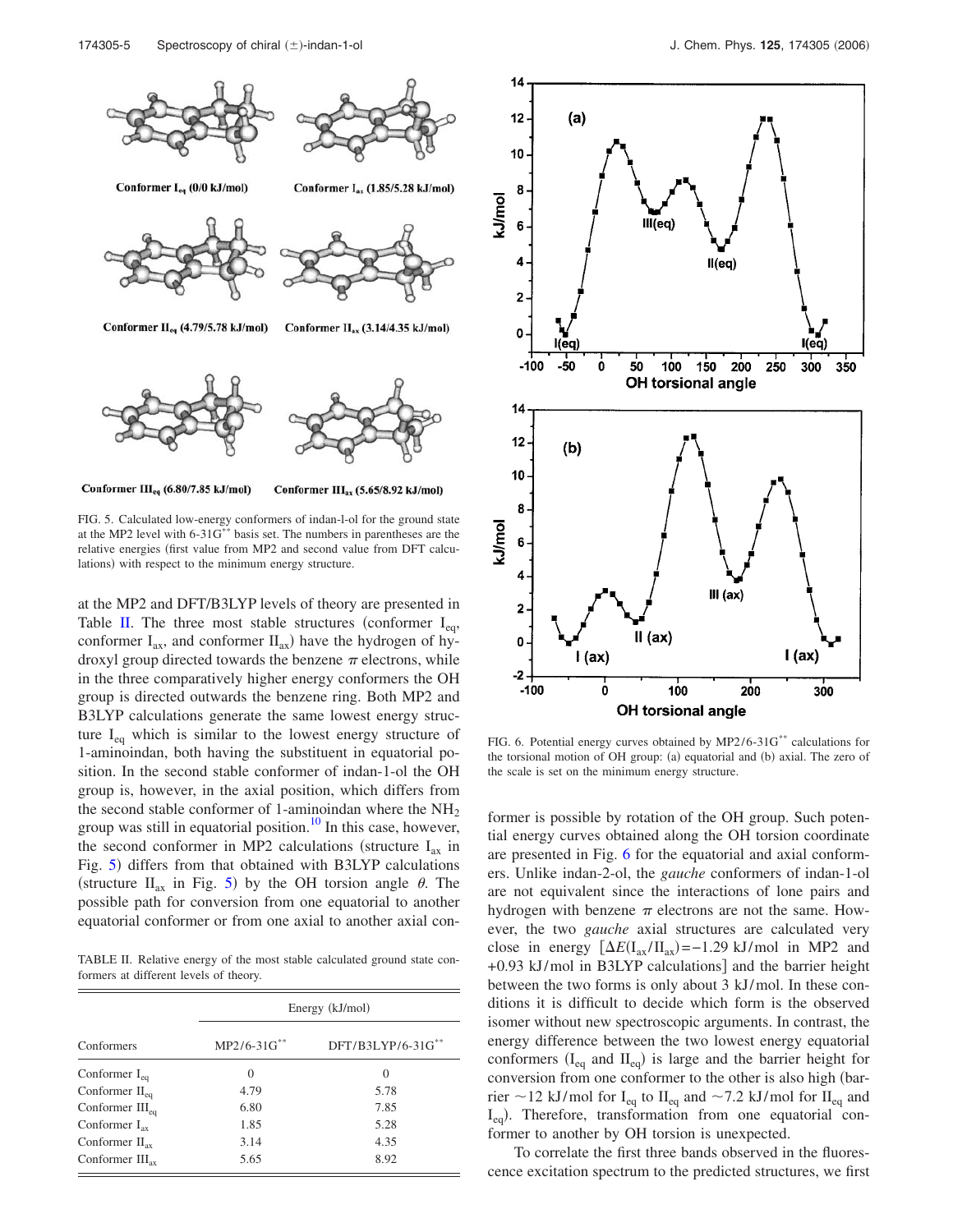Conformer $I_{eq}$ (0/0 kJ/mol) Conformer $I_{ax}$ (1.85/5.28 kJ/mol)

Conformer $II_{eq}$ (4.79/5.78 kJ/mol) Conformer $II_{ax}$ (3.14/4.35 kJ/mol)

Conformer $III_{eq}$ (6.80/7.85 kJ/mol) Conformer $III_{ax}$ (5.65/8.92 kJ/mol)

FIG. 5. Calculated low-energy conformers of indan-l-ol for the ground state at the MP2 level with 6-31G** basis set. The numbers in parentheses are the relative energies (first value from MP2 and second value from DFT calculations) with respect to the minimum energy structure.

at the MP2 and DFT/B3LYP levels of theory are presented in Table II. The three most stable structures (conformer $I_{eq}$, conformer $I_{ax}$, and conformer $II_{ax}$) have the hydrogen of hydroxyl group directed towards the benzene $\pi$ electrons, while in the three comparatively higher energy conformers the OH group is directed outwards the benzene ring. Both MP2 and B3LYP calculations generate the same lowest energy structure $I_{eq}$ which is similar to the lowest energy structure of 1-aminoindan, both having the substituent in equatorial position. In the second stable conformer of indan-1-ol the OH group is, however, in the axial position, which differs from the second stable conformer of 1-aminoindan where the $NH_2$ group was still in equatorial position.[10] In this case, however, the second conformer in MP2 calculations (structure $I_{ax}$ in Fig. 5) differs from that obtained with B3LYP calculations (structure $II_{ax}$ in Fig. 5) by the OH torsion angle $\theta$. The possible path for conversion from one equatorial to another equatorial conformer or from one axial to another axial conformer is possible by rotation of the OH group. Such potential energy curves obtained along the OH torsion coordinate are presented in Fig. 6 for the equatorial and axial conformers. Unlike indan-2-ol, the *gauche* conformers of indan-1-ol are not equivalent since the interactions of lone pairs and hydrogen with benzene $\pi$ electrons are not the same. However, the two *gauche* axial structures are calculated very close in energy $[\Delta E(I_{ax}/II_{ax})=-1.29$ kJ/mol in MP2 and $+0.93$ kJ/mol in B3LYP calculations] and the barrier height between the two forms is only about 3 kJ/mol. In these conditions it is difficult to decide which form is the observed isomer without new spectroscopic arguments. In contrast, the energy difference between the two lowest energy equatorial conformers ($I_{eq}$ and $II_{eq}$) is large and the barrier height for conversion from one conformer to the other is also high (barrier $\sim$12 kJ/mol for $I_{eq}$ to $II_{eq}$ and $\sim$7.2 kJ/mol for $II_{eq}$ and $I_{eq}$). Therefore, transformation from one equatorial conformer to another by OH torsion is unexpected.

TABLE II. Relative energy of the most stable calculated ground state conformers at different levels of theory.

| | Energy (kJ/mol) | |
|---|---|---|
| Conformers | MP2/6-31G** | DFT/B3LYP/6-31G** |
| Conformer $I_{eq}$ | 0 | 0 |
| Conformer $II_{eq}$ | 4.79 | 5.78 |
| Conformer $III_{eq}$ | 6.80 | 7.85 |
| Conformer $I_{ax}$ | 1.85 | 5.28 |
| Conformer $II_{ax}$ | 3.14 | 4.35 |
| Conformer $III_{ax}$ | 5.65 | 8.92 |

FIG. 6. Potential energy curves obtained by MP2/6-31G** calculations for the torsional motion of OH group: (a) equatorial and (b) axial. The zero of the scale is set on the minimum energy structure.

To correlate the first three bands observed in the fluorescence excitation spectrum to the predicted structures, we first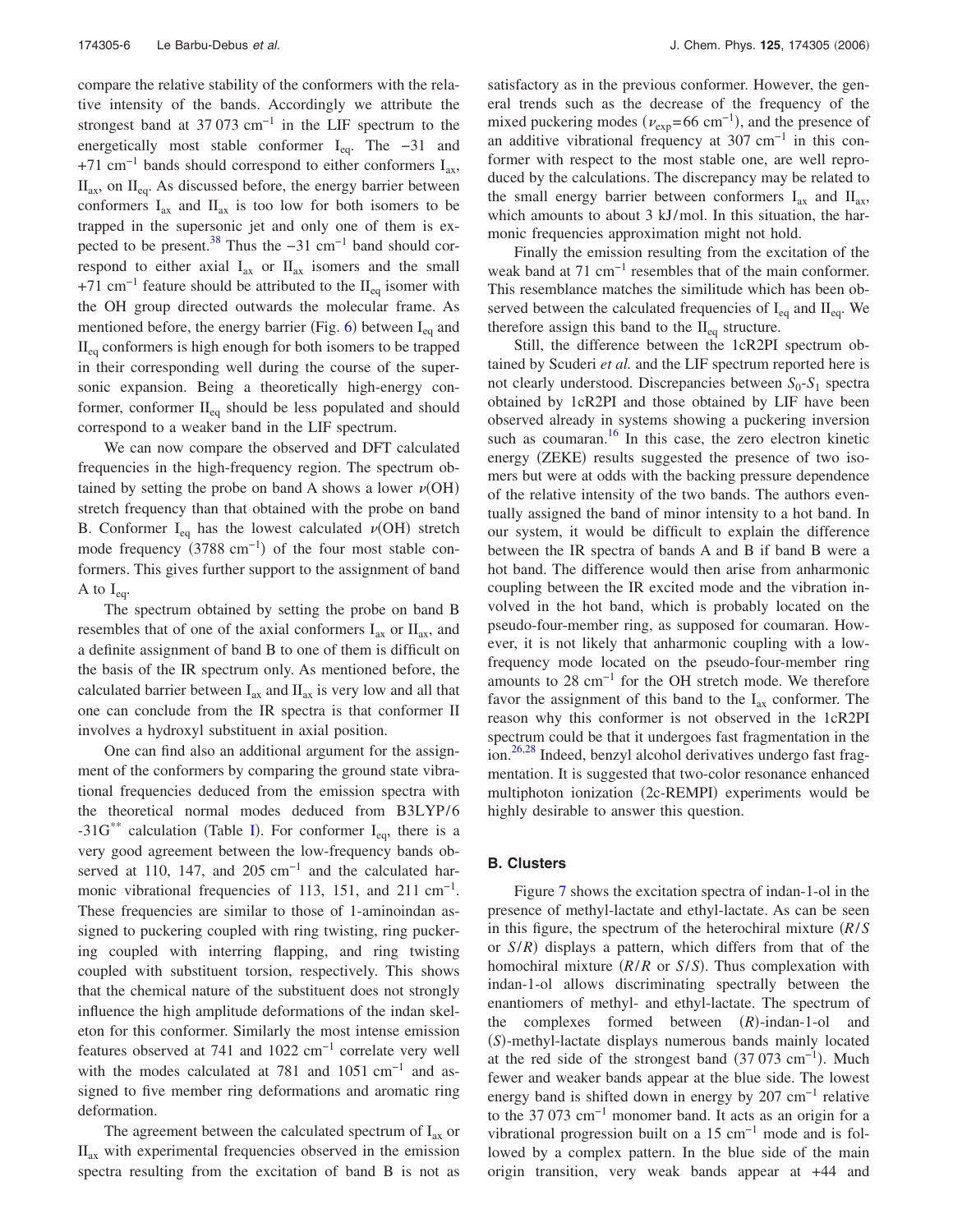compare the relative stability of the conformers with the relative intensity of the bands. Accordingly we attribute the strongest band at 37 073 $cm^{-1}$ in the LIF spectrum to the energetically most stable conformer $I_{eq}$. The −31 and +71 $cm^{-1}$ bands should correspond to either conformers $I_{ax}$, $II_{ax}$, on $II_{eq}$. As discussed before, the energy barrier between conformers $I_{ax}$ and $II_{ax}$ is too low for both isomers to be trapped in the supersonic jet and only one of them is expected to be present.[38] Thus the −31 $cm^{-1}$ band should correspond to either axial $I_{ax}$ or $II_{ax}$ isomers and the small +71 $cm^{-1}$ feature should be attributed to the $II_{eq}$ isomer with the OH group directed outwards the molecular frame. As mentioned before, the energy barrier (Fig. 6) between $I_{eq}$ and $II_{eq}$ conformers is high enough for both isomers to be trapped in their corresponding well during the course of the supersonic expansion. Being a theoretically high-energy conformer, conformer $II_{eq}$ should be less populated and should correspond to a weaker band in the LIF spectrum.

We can now compare the observed and DFT calculated frequencies in the high-frequency region. The spectrum obtained by setting the probe on band A shows a lower $\nu$(OH) stretch frequency than that obtained with the probe on band B. Conformer $I_{eq}$ has the lowest calculated $\nu$(OH) stretch mode frequency (3788 $cm^{-1}$) of the four most stable conformers. This gives further support to the assignment of band A to $I_{eq}$.

The spectrum obtained by setting the probe on band B resembles that of one of the axial conformers $I_{ax}$ or $II_{ax}$, and a definite assignment of band B to one of them is difficult on the basis of the IR spectrum only. As mentioned before, the calculated barrier between $I_{ax}$ and $II_{ax}$ is very low and all that one can conclude from the IR spectra is that conformer II involves a hydroxyl substituent in axial position.

One can find also an additional argument for the assignment of the conformers by comparing the ground state vibrational frequencies deduced from the emission spectra with the theoretical normal modes deduced from B3LYP/6-31G** calculation (Table I). For conformer $I_{eq}$, there is a very good agreement between the low-frequency bands observed at 110, 147, and 205 $cm^{-1}$ and the calculated harmonic vibrational frequencies of 113, 151, and 211 $cm^{-1}$. These frequencies are similar to those of 1-aminoindan assigned to puckering coupled with ring twisting, ring puckering coupled with interring flapping, and ring twisting coupled with substituent torsion, respectively. This shows that the chemical nature of the substituent does not strongly influence the high amplitude deformations of the indan skeleton for this conformer. Similarly the most intense emission features observed at 741 and 1022 $cm^{-1}$ correlate very well with the modes calculated at 781 and 1051 $cm^{-1}$ and assigned to five member ring deformations and aromatic ring deformation.

The agreement between the calculated spectrum of $I_{ax}$ or $II_{ax}$ with experimental frequencies observed in the emission spectra resulting from the excitation of band B is not as satisfactory as in the previous conformer. However, the general trends such as the decrease of the frequency of the mixed puckering modes ($\nu_{exp}$=66 $cm^{-1}$), and the presence of an additive vibrational frequency at 307 $cm^{-1}$ in this conformer with respect to the most stable one, are well reproduced by the calculations. The discrepancy may be related to the small energy barrier between conformers $I_{ax}$ and $II_{ax}$, which amounts to about 3 kJ/mol. In this situation, the harmonic frequencies approximation might not hold.

Finally the emission resulting from the excitation of the weak band at 71 $cm^{-1}$ resembles that of the main conformer. This resemblance matches the similitude which has been observed between the calculated frequencies of $I_{eq}$ and $II_{eq}$. We therefore assign this band to the $II_{eq}$ structure.

Still, the difference between the 1cR2PI spectrum obtained by Scuderi *et al.* and the LIF spectrum reported here is not clearly understood. Discrepancies between $S_0$-$S_1$ spectra obtained by 1cR2PI and those obtained by LIF have been observed already in systems showing a puckering inversion such as coumaran.[16] In this case, the zero electron kinetic energy (ZEKE) results suggested the presence of two isomers but were at odds with the backing pressure dependence of the relative intensity of the two bands. The authors eventually assigned the band of minor intensity to a hot band. In our system, it would be difficult to explain the difference between the IR spectra of bands A and B if band B were a hot band. The difference would then arise from anharmonic coupling between the IR excited mode and the vibration involved in the hot band, which is probably located on the pseudo-four-member ring, as supposed for coumaran. However, it is not likely that anharmonic coupling with a low-frequency mode located on the pseudo-four-member ring amounts to 28 $cm^{-1}$ for the OH stretch mode. We therefore favor the assignment of this band to the $I_{ax}$ conformer. The reason why this conformer is not observed in the 1cR2PI spectrum could be that it undergoes fast fragmentation in the ion.[26,28] Indeed, benzyl alcohol derivatives undergo fast fragmentation. It is suggested that two-color resonance enhanced multiphoton ionization (2c-REMPI) experiments would be highly desirable to answer this question.

## B. Clusters

Figure 7 shows the excitation spectra of indan-1-ol in the presence of methyl-lactate and ethyl-lactate. As can be seen in this figure, the spectrum of the heterochiral mixture (*R*/*S* or *S*/*R*) displays a pattern, which differs from that of the homochiral mixture (*R*/*R* or *S*/*S*). Thus complexation with indan-1-ol allows discriminating spectrally between the enantiomers of methyl- and ethyl-lactate. The spectrum of the complexes formed between (*R*)-indan-1-ol and (*S*)-methyl-lactate displays numerous bands mainly located at the red side of the strongest band (37 073 $cm^{-1}$). Much fewer and weaker bands appear at the blue side. The lowest energy band is shifted down in energy by 207 $cm^{-1}$ relative to the 37 073 $cm^{-1}$ monomer band. It acts as an origin for a vibrational progression built on a 15 $cm^{-1}$ mode and is followed by a complex pattern. In the blue side of the main origin transition, very weak bands appear at +44 and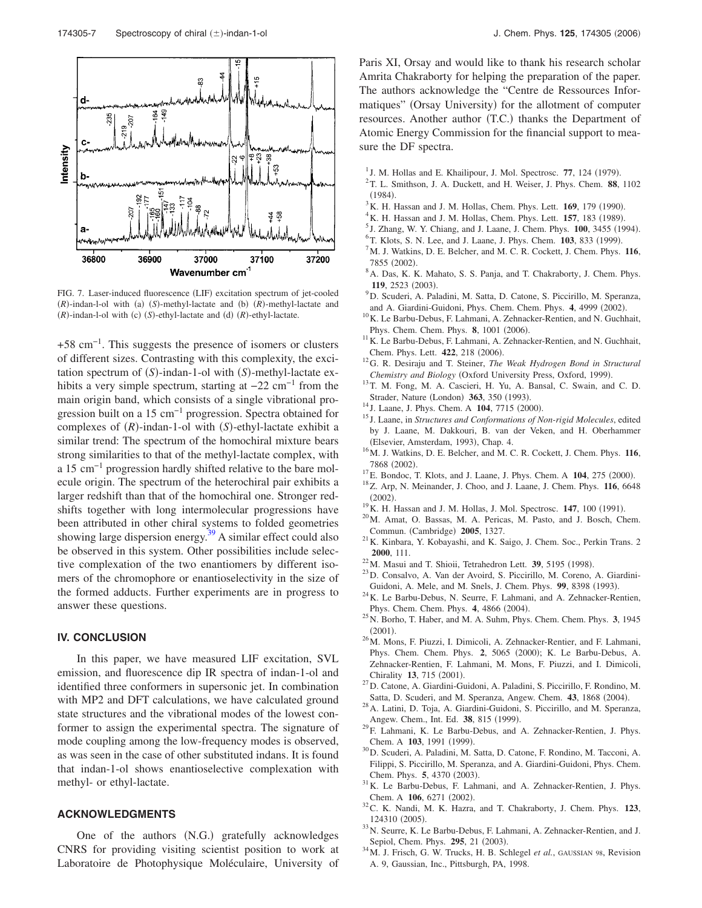FIG. 7. Laser-induced fluorescence (LIF) excitation spectrum of jet-cooled (*R*)-indan-l-ol with (a) (*S*)-methyl-lactate and (b) (*R*)-methyl-lactate and (*R*)-indan-l-ol with (c) (*S*)-ethyl-lactate and (d) (*R*)-ethyl-lactate.

+58 $cm^{-1}$. This suggests the presence of isomers or clusters of different sizes. Contrasting with this complexity, the excitation spectrum of (*S*)-indan-1-ol with (*S*)-methyl-lactate exhibits a very simple spectrum, starting at −22 $cm^{-1}$ from the main origin band, which consists of a single vibrational progression built on a 15 $cm^{-1}$ progression. Spectra obtained for complexes of (*R*)-indan-1-ol with (*S*)-ethyl-lactate exhibit a similar trend: The spectrum of the homochiral mixture bears strong similarities to that of the methyl-lactate complex, with a 15 $cm^{-1}$ progression hardly shifted relative to the bare molecule origin. The spectrum of the heterochiral pair exhibits a larger redshift than that of the homochiral one. Stronger redshifts together with long intermolecular progressions have been attributed in other chiral systems to folded geometries showing large dispersion energy.[39] A similar effect could also be observed in this system. Other possibilities include selective complexation of the two enantiomers by different isomers of the chromophore or enantioselectivity in the size of the formed adducts. Further experiments are in progress to answer these questions.

## IV. CONCLUSION

In this paper, we have measured LIF excitation, SVL emission, and fluorescence dip IR spectra of indan-1-ol and identified three conformers in supersonic jet. In combination with MP2 and DFT calculations, we have calculated ground state structures and the vibrational modes of the lowest conformer to assign the experimental spectra. The signature of mode coupling among the low-frequency modes is observed, as was seen in the case of other substituted indans. It is found that indan-1-ol shows enantioselective complexation with methyl- or ethyl-lactate.

## ACKNOWLEDGMENTS

One of the authors (N.G.) gratefully acknowledges CNRS for providing visiting scientist position to work at Laboratoire de Photophysique Moléculaire, University of Paris XI, Orsay and would like to thank his research scholar Amrita Chakraborty for helping the preparation of the paper. The authors acknowledge the "Centre de Ressources Informatiques" (Orsay University) for the allotment of computer resources. Another author (T.C.) thanks the Department of Atomic Energy Commission for the financial support to measure the DF spectra.

[1] J. M. Hollas and E. Khailipour, J. Mol. Spectrosc. **77**, 124 (1979).
[2] T. L. Smithson, J. A. Duckett, and H. Weiser, J. Phys. Chem. **88**, 1102 (1984).
[3] K. H. Hassan and J. M. Hollas, Chem. Phys. Lett. **169**, 179 (1990).
[4] K. H. Hassan and J. M. Hollas, Chem. Phys. Lett. **157**, 183 (1989).
[5] J. Zhang, W. Y. Chiang, and J. Laane, J. Chem. Phys. **100**, 3455 (1994).
[6] T. Klots, S. N. Lee, and J. Laane, J. Phys. Chem. **103**, 833 (1999).
[7] M. J. Watkins, D. E. Belcher, and M. C. R. Cockett, J. Chem. Phys. **116**, 7855 (2002).
[8] A. Das, K. K. Mahato, S. S. Panja, and T. Chakraborty, J. Chem. Phys. **119**, 2523 (2003).
[9] D. Scuderi, A. Paladini, M. Satta, D. Catone, S. Piccirillo, M. Speranza, and A. Giardini-Guidoni, Phys. Chem. Chem. Phys. **4**, 4999 (2002).
[10] K. Le Barbu-Debus, F. Lahmani, A. Zehnacker-Rentien, and N. Guchhait, Phys. Chem. Chem. Phys. **8**, 1001 (2006).
[11] K. Le Barbu-Debus, F. Lahmani, A. Zehnacker-Rentien, and N. Guchhait, Chem. Phys. Lett. **422**, 218 (2006).
[12] G. R. Desiraju and T. Steiner, *The Weak Hydrogen Bond in Structural Chemistry and Biology* (Oxford University Press, Oxford, 1999).
[13] T. M. Fong, M. A. Cascieri, H. Yu, A. Bansal, C. Swain, and C. D. Strader, Nature (London) **363**, 350 (1993).
[14] J. Laane, J. Phys. Chem. A **104**, 7715 (2000).
[15] J. Laane, in *Structures and Conformations of Non-rigid Molecules*, edited by J. Laane, M. Dakkouri, B. van der Veken, and H. Oberhammer (Elsevier, Amsterdam, 1993), Chap. 4.
[16] M. J. Watkins, D. E. Belcher, and M. C. R. Cockett, J. Chem. Phys. **116**, 7868 (2002).
[17] E. Bondoc, T. Klots, and J. Laane, J. Phys. Chem. A **104**, 275 (2000).
[18] Z. Arp, N. Meinander, J. Choo, and J. Laane, J. Chem. Phys. **116**, 6648 (2002).
[19] K. H. Hassan and J. M. Hollas, J. Mol. Spectrosc. **147**, 100 (1991).
[20] M. Amat, O. Bassas, M. A. Pericas, M. Pasto, and J. Bosch, Chem. Commun. (Cambridge) **2005**, 1327.
[21] K. Kinbara, Y. Kobayashi, and K. Saigo, J. Chem. Soc., Perkin Trans. 2 **2000**, 111.
[22] M. Masui and T. Shioii, Tetrahedron Lett. **39**, 5195 (1998).
[23] D. Consalvo, A. Van der Avoird, S. Piccirillo, M. Coreno, A. Giardini-Guidoni, A. Mele, and M. Snels, J. Chem. Phys. **99**, 8398 (1993).
[24] K. Le Barbu-Debus, N. Seurre, F. Lahmani, and A. Zehnacker-Rentien, Phys. Chem. Chem. Phys. **4**, 4866 (2004).
[25] N. Borho, T. Haber, and M. A. Suhm, Phys. Chem. Chem. Phys. **3**, 1945 (2001).
[26] M. Mons, F. Piuzzi, I. Dimicoli, A. Zehnacker-Rentier, and F. Lahmani, Phys. Chem. Chem. Phys. **2**, 5065 (2000); K. Le Barbu-Debus, A. Zehnacker-Rentien, F. Lahmani, M. Mons, F. Piuzzi, and I. Dimicoli, Chirality **13**, 715 (2001).
[27] D. Catone, A. Giardini-Guidoni, A. Paladini, S. Piccirillo, F. Rondino, M. Satta, D. Scuderi, and M. Speranza, Angew. Chem. **43**, 1868 (2004).
[28] A. Latini, D. Toja, A. Giardini-Guidoni, S. Piccirillo, and M. Speranza, Angew. Chem., Int. Ed. **38**, 815 (1999).
[29] F. Lahmani, K. Le Barbu-Debus, and A. Zehnacker-Rentien, J. Phys. Chem. A **103**, 1991 (1999).
[30] D. Scuderi, A. Paladini, M. Satta, D. Catone, F. Rondino, M. Tacconi, A. Filippi, S. Piccirillo, M. Speranza, and A. Giardini-Guidoni, Phys. Chem. Chem. Phys. **5**, 4370 (2003).
[31] K. Le Barbu-Debus, F. Lahmani, and A. Zehnacker-Rentien, J. Phys. Chem. A **106**, 6271 (2002).
[32] C. K. Nandi, M. K. Hazra, and T. Chakraborty, J. Chem. Phys. **123**, 124310 (2005).
[33] N. Seurre, K. Le Barbu-Debus, F. Lahmani, A. Zehnacker-Rentien, and J. Sepiol, Chem. Phys. **295**, 21 (2003).
[34] M. J. Frisch, G. W. Trucks, H. B. Schlegel *et al.*, GAUSSIAN 98, Revision A. 9, Gaussian, Inc., Pittsburgh, PA, 1998.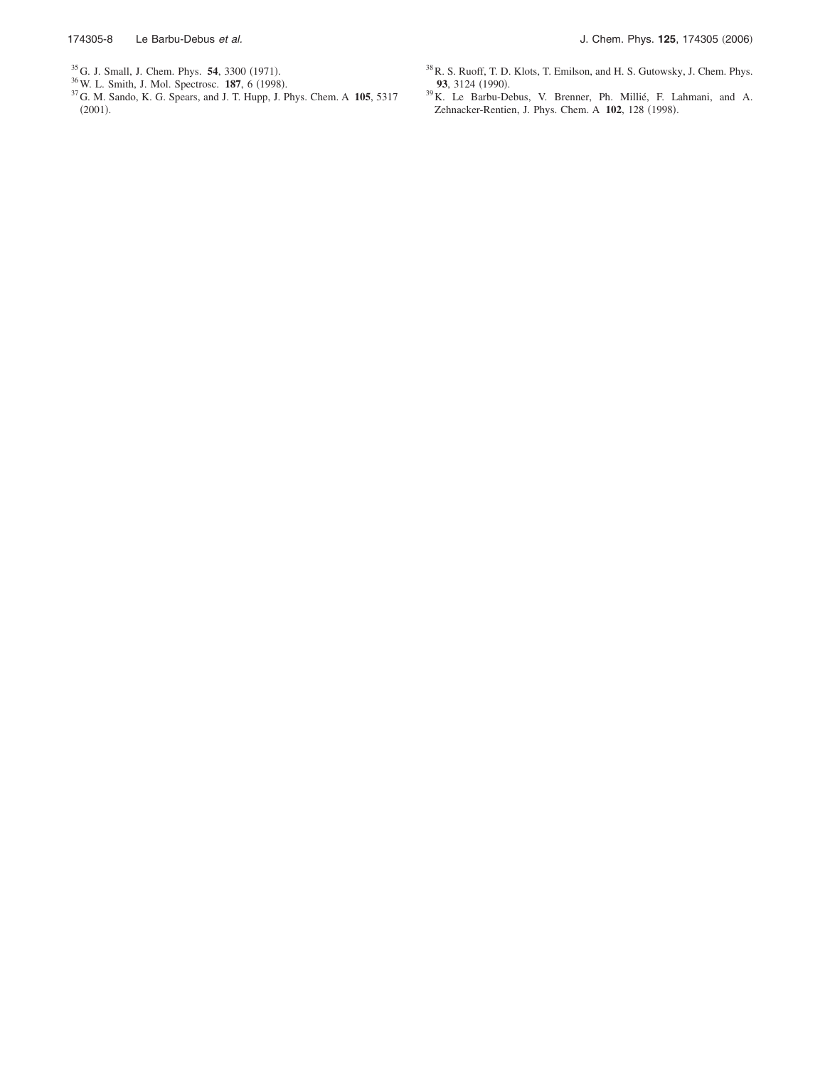[35] G. J. Small, J. Chem. Phys. **54**, 3300 (1971).

[36] W. L. Smith, J. Mol. Spectrosc. **187**, 6 (1998).

[37] G. M. Sando, K. G. Spears, and J. T. Hupp, J. Phys. Chem. A **105**, 5317 (2001).

[38] R. S. Ruoff, T. D. Klots, T. Emilson, and H. S. Gutowsky, J. Chem. Phys. **93**, 3124 (1990).

[39] K. Le Barbu-Debus, V. Brenner, Ph. Millié, F. Lahmani, and A. Zehnacker-Rentien, J. Phys. Chem. A **102**, 128 (1998).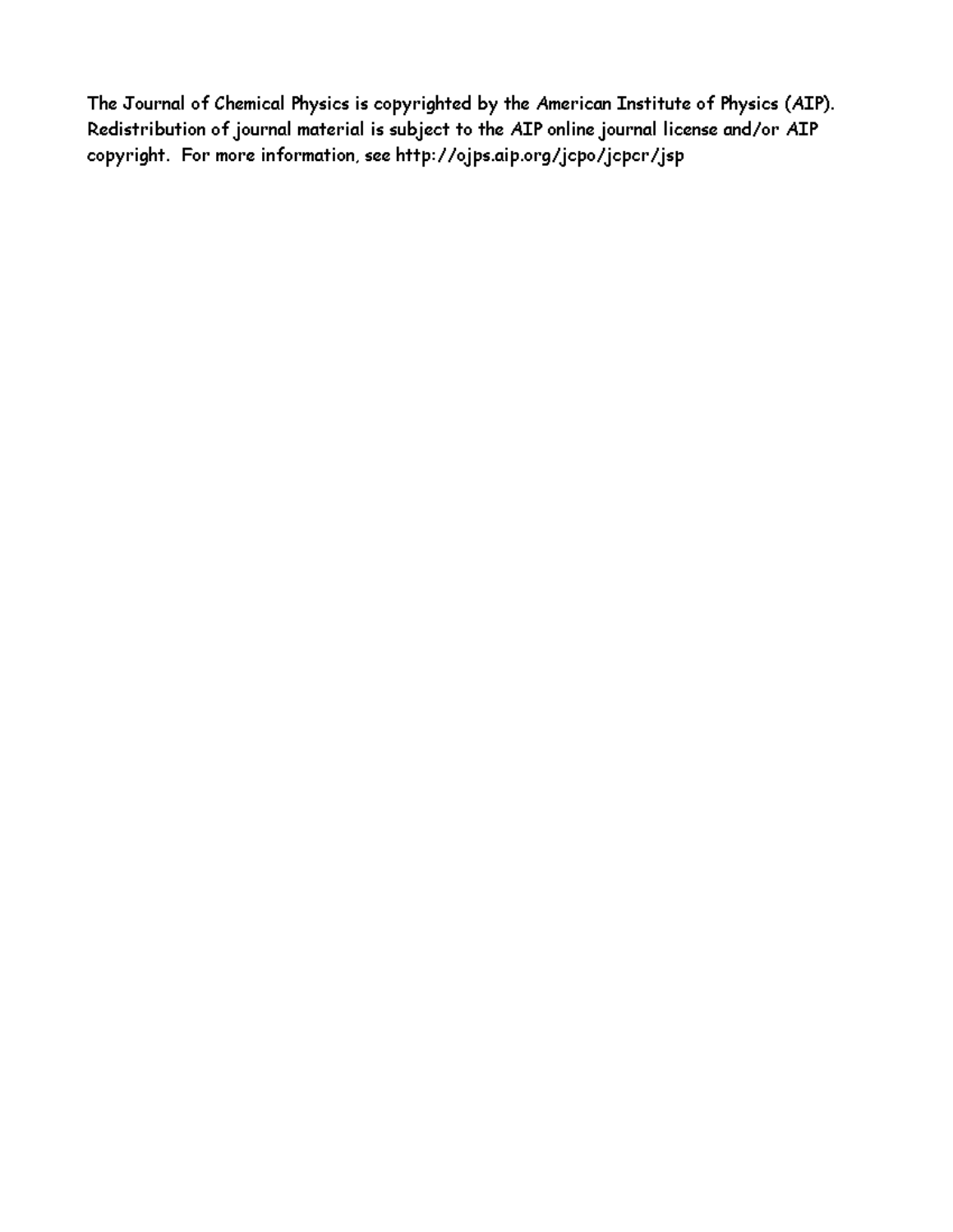The Journal of Chemical Physics is copyrighted by the American Institute of Physics (AIP). Redistribution of journal material is subject to the AIP online journal license and/or AIP copyright. For more information, see http://ojps.aip.org/jcpo/jcpcr/jsp